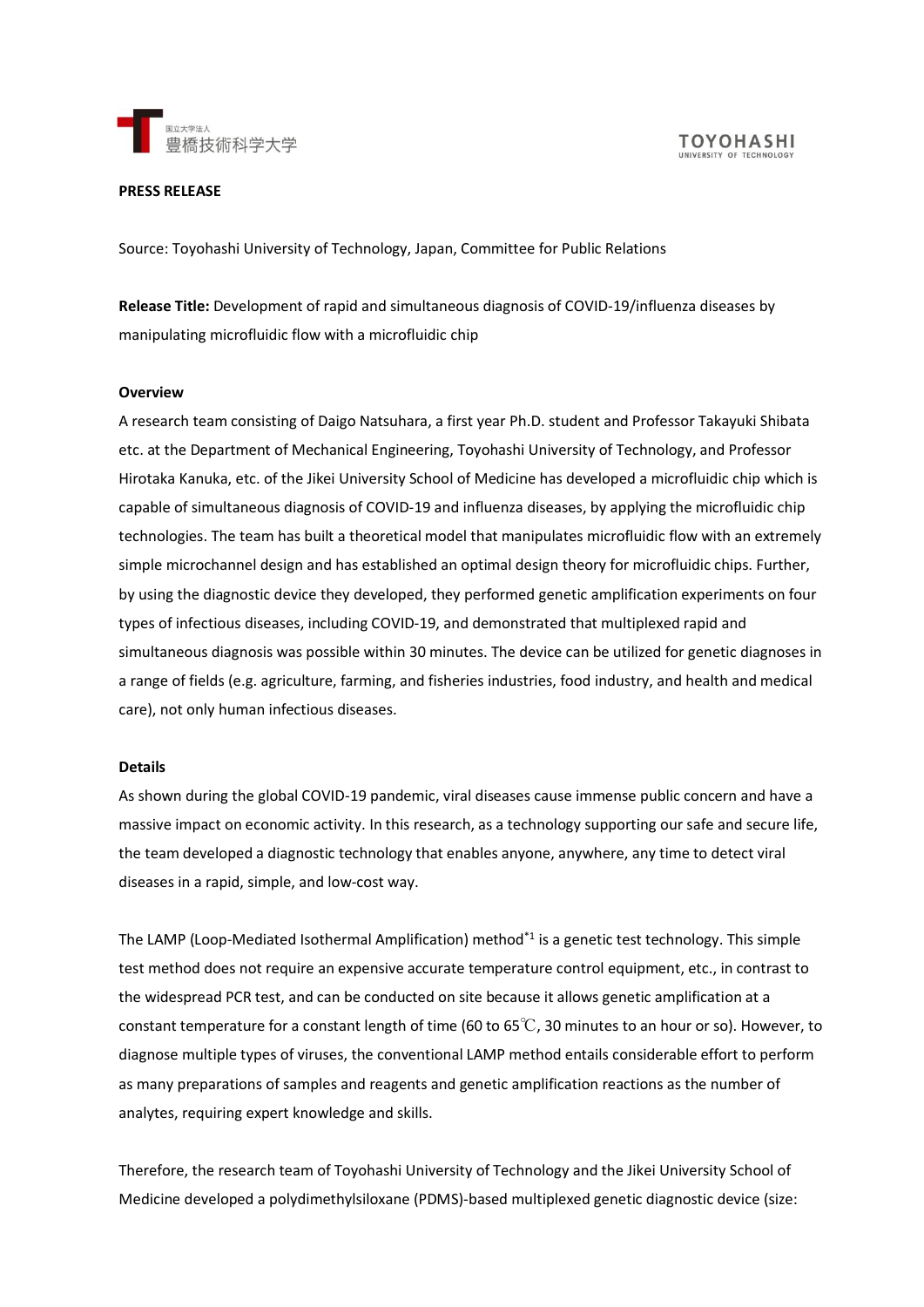**PRESS RELEASE**

Source: Toyohashi University of Technology, Japan, Committee for Public Relations

**Release Title:** Development of rapid and simultaneous diagnosis of COVID-19/influenza diseases by manipulating microfluidic flow with a microfluidic chip

**Overview**

A research team consisting of Daigo Natsuhara, a first year Ph.D. student and Professor Takayuki Shibata etc. at the Department of Mechanical Engineering, Toyohashi University of Technology, and Professor Hirotaka Kanuka, etc. of the Jikei University School of Medicine has developed a microfluidic chip which is capable of simultaneous diagnosis of COVID-19 and influenza diseases, by applying the microfluidic chip technologies. The team has built a theoretical model that manipulates microfluidic flow with an extremely simple microchannel design and has established an optimal design theory for microfluidic chips. Further, by using the diagnostic device they developed, they performed genetic amplification experiments on four types of infectious diseases, including COVID-19, and demonstrated that multiplexed rapid and simultaneous diagnosis was possible within 30 minutes. The device can be utilized for genetic diagnoses in a range of fields (e.g. agriculture, farming, and fisheries industries, food industry, and health and medical care), not only human infectious diseases.

**Details**

As shown during the global COVID-19 pandemic, viral diseases cause immense public concern and have a massive impact on economic activity. In this research, as a technology supporting our safe and secure life, the team developed a diagnostic technology that enables anyone, anywhere, any time to detect viral diseases in a rapid, simple, and low-cost way.

The LAMP (Loop-Mediated Isothermal Amplification) method[*1] is a genetic test technology. This simple test method does not require an expensive accurate temperature control equipment, etc., in contrast to the widespread PCR test, and can be conducted on site because it allows genetic amplification at a constant temperature for a constant length of time (60 to 65℃, 30 minutes to an hour or so). However, to diagnose multiple types of viruses, the conventional LAMP method entails considerable effort to perform as many preparations of samples and reagents and genetic amplification reactions as the number of analytes, requiring expert knowledge and skills.

Therefore, the research team of Toyohashi University of Technology and the Jikei University School of Medicine developed a polydimethylsiloxane (PDMS)-based multiplexed genetic diagnostic device (size: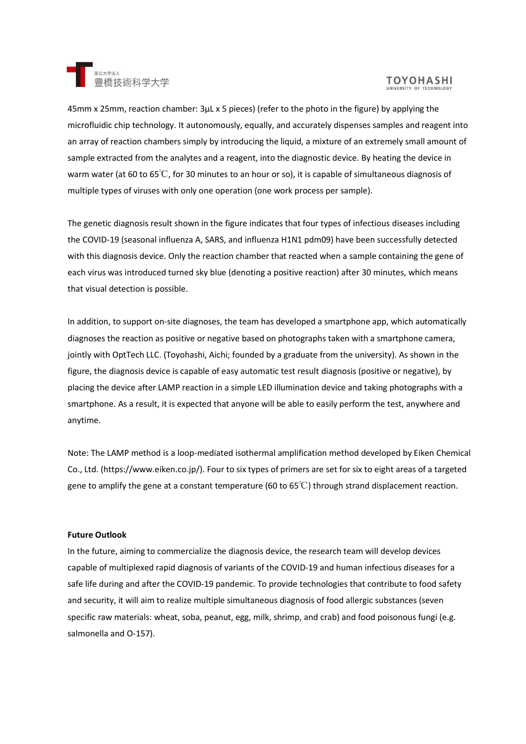45mm x 25mm, reaction chamber: 3μL x 5 pieces) (refer to the photo in the figure) by applying the microfluidic chip technology. It autonomously, equally, and accurately dispenses samples and reagent into an array of reaction chambers simply by introducing the liquid, a mixture of an extremely small amount of sample extracted from the analytes and a reagent, into the diagnostic device. By heating the device in warm water (at 60 to 65℃, for 30 minutes to an hour or so), it is capable of simultaneous diagnosis of multiple types of viruses with only one operation (one work process per sample).

The genetic diagnosis result shown in the figure indicates that four types of infectious diseases including the COVID-19 (seasonal influenza A, SARS, and influenza H1N1 pdm09) have been successfully detected with this diagnosis device. Only the reaction chamber that reacted when a sample containing the gene of each virus was introduced turned sky blue (denoting a positive reaction) after 30 minutes, which means that visual detection is possible.

In addition, to support on-site diagnoses, the team has developed a smartphone app, which automatically diagnoses the reaction as positive or negative based on photographs taken with a smartphone camera, jointly with OptTech LLC. (Toyohashi, Aichi; founded by a graduate from the university). As shown in the figure, the diagnosis device is capable of easy automatic test result diagnosis (positive or negative), by placing the device after LAMP reaction in a simple LED illumination device and taking photographs with a smartphone. As a result, it is expected that anyone will be able to easily perform the test, anywhere and anytime.

Note: The LAMP method is a loop-mediated isothermal amplification method developed by Eiken Chemical Co., Ltd. (https://www.eiken.co.jp/). Four to six types of primers are set for six to eight areas of a targeted gene to amplify the gene at a constant temperature (60 to 65℃) through strand displacement reaction.

**Future Outlook**

In the future, aiming to commercialize the diagnosis device, the research team will develop devices capable of multiplexed rapid diagnosis of variants of the COVID-19 and human infectious diseases for a safe life during and after the COVID-19 pandemic. To provide technologies that contribute to food safety and security, it will aim to realize multiple simultaneous diagnosis of food allergic substances (seven specific raw materials: wheat, soba, peanut, egg, milk, shrimp, and crab) and food poisonous fungi (e.g. salmonella and O-157).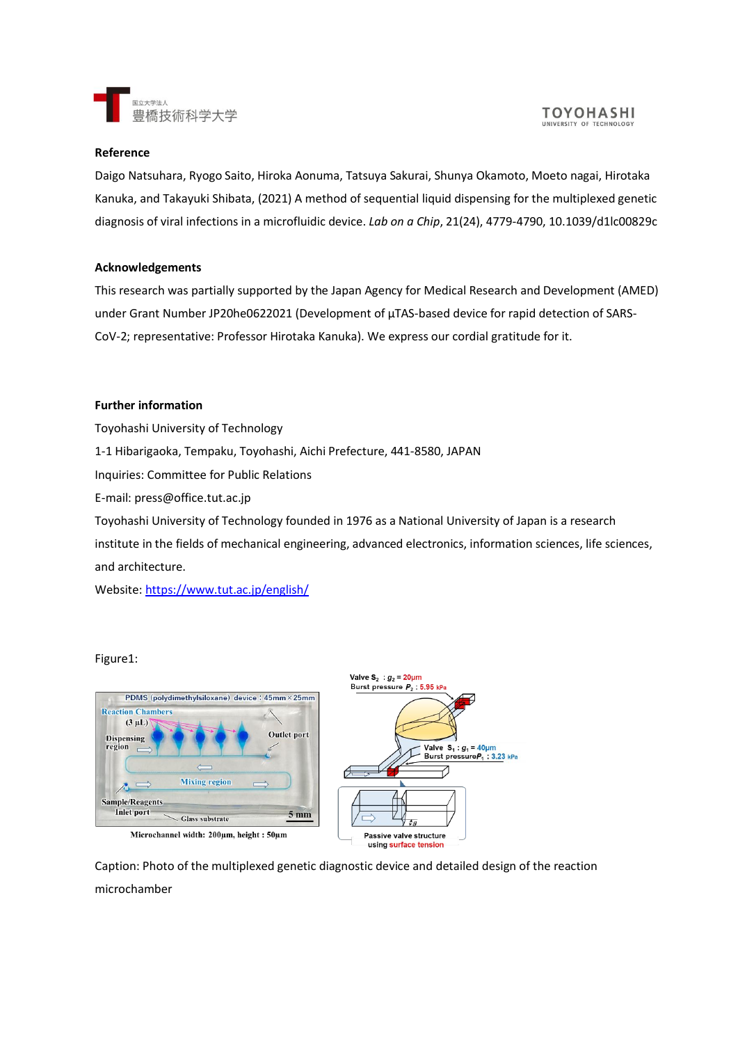**Reference**

Daigo Natsuhara, Ryogo Saito, Hiroka Aonuma, Tatsuya Sakurai, Shunya Okamoto, Moeto nagai, Hirotaka Kanuka, and Takayuki Shibata, (2021) A method of sequential liquid dispensing for the multiplexed genetic diagnosis of viral infections in a microfluidic device. *Lab on a Chip*, 21(24), 4779-4790, 10.1039/d1lc00829c

**Acknowledgements**

This research was partially supported by the Japan Agency for Medical Research and Development (AMED) under Grant Number JP20he0622021 (Development of μTAS-based device for rapid detection of SARS-CoV-2; representative: Professor Hirotaka Kanuka). We express our cordial gratitude for it.

**Further information**

Toyohashi University of Technology

1-1 Hibarigaoka, Tempaku, Toyohashi, Aichi Prefecture, 441-8580, JAPAN

Inquiries: Committee for Public Relations

E-mail: press@office.tut.ac.jp

Toyohashi University of Technology founded in 1976 as a National University of Japan is a research institute in the fields of mechanical engineering, advanced electronics, information sciences, life sciences, and architecture.

Website: [https://www.tut.ac.jp/english/](https://www.tut.ac.jp/english/)

Figure1:

Caption: Photo of the multiplexed genetic diagnostic device and detailed design of the reaction microchamber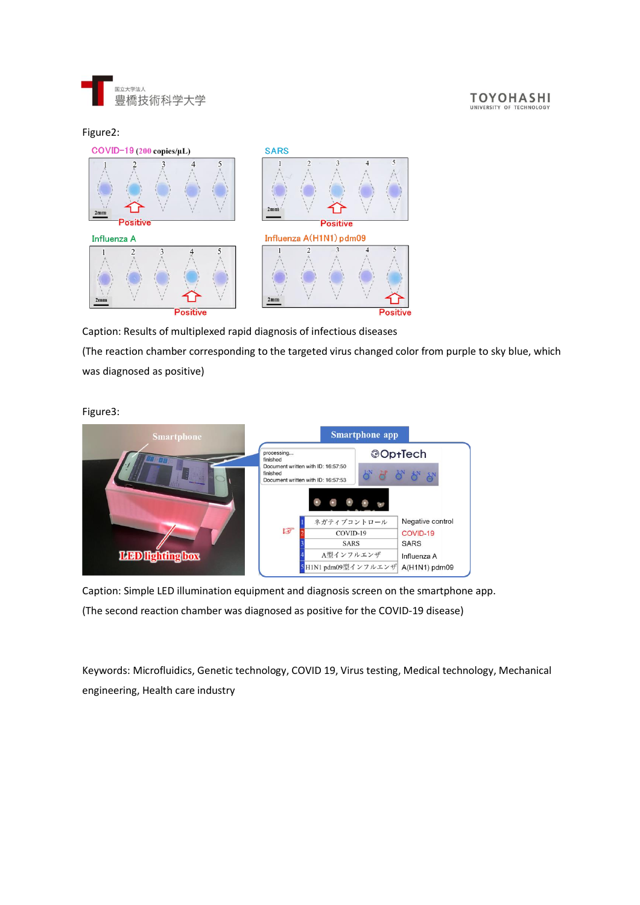Figure2:

COVID-19 (200 copies/μL)

1 2 3 4 5

2mm

Positive

SARS

1 2 3 4 5

2mm

Positive

Influenza A

1 2 3 4 5

2mm

Positive

Influenza A(H1N1) pdm09

1 2 3 4 5

2mm

Positive

Caption: Results of multiplexed rapid diagnosis of infectious diseases

(The reaction chamber corresponding to the targeted virus changed color from purple to sky blue, which was diagnosed as positive)

Figure3:

Smartphone

LED lighting box

Smartphone app

processing...
finished
Document written with ID: 16:57:50
finished
Document written with ID: 16:57:53

OptTech

1:N 2:P 3:N 4:N 5:N

1 ネガティブコントロール — Negative control
2 COVID-19 — COVID-19
3 SARS — SARS
4 A型インフルエンザ — Influenza A
5 H1N1 pdm09型インフルエンザ — A(H1N1) pdm09

Caption: Simple LED illumination equipment and diagnosis screen on the smartphone app.

(The second reaction chamber was diagnosed as positive for the COVID-19 disease)

Keywords: Microfluidics, Genetic technology, COVID 19, Virus testing, Medical technology, Mechanical engineering, Health care industry